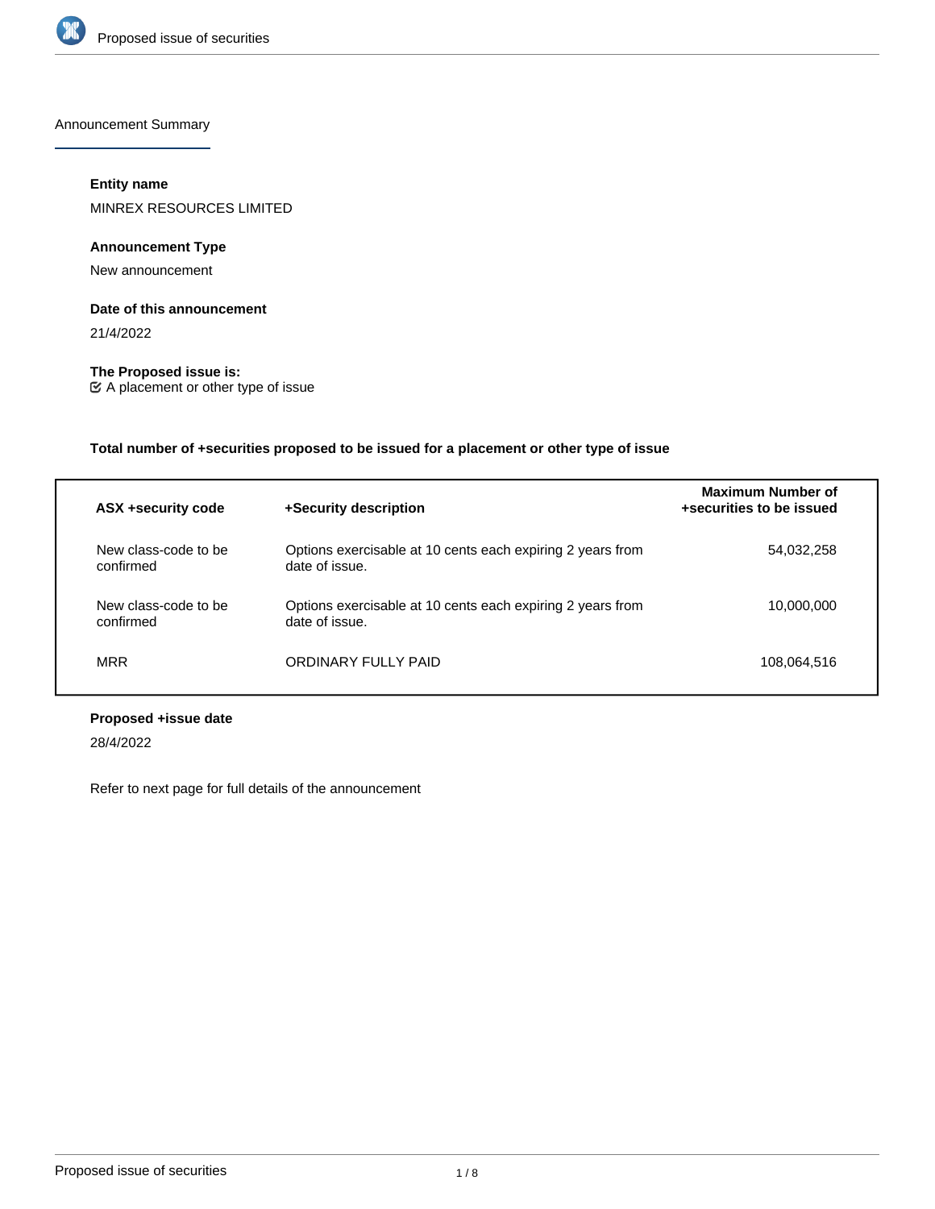## Announcement Summary

**Entity name**

MINREX RESOURCES LIMITED

**Announcement Type**

New announcement

**Date of this announcement**

21/4/2022

**The Proposed issue is:**

☑ A placement or other type of issue

**Total number of +securities proposed to be issued for a placement or other type of issue**

| ASX +security code | +Security description | Maximum Number of +securities to be issued |
|---|---|---|
| New class-code to be confirmed | Options exercisable at 10 cents each expiring 2 years from date of issue. | 54,032,258 |
| New class-code to be confirmed | Options exercisable at 10 cents each expiring 2 years from date of issue. | 10,000,000 |
| MRR | ORDINARY FULLY PAID | 108,064,516 |

**Proposed +issue date**

28/4/2022

Refer to next page for full details of the announcement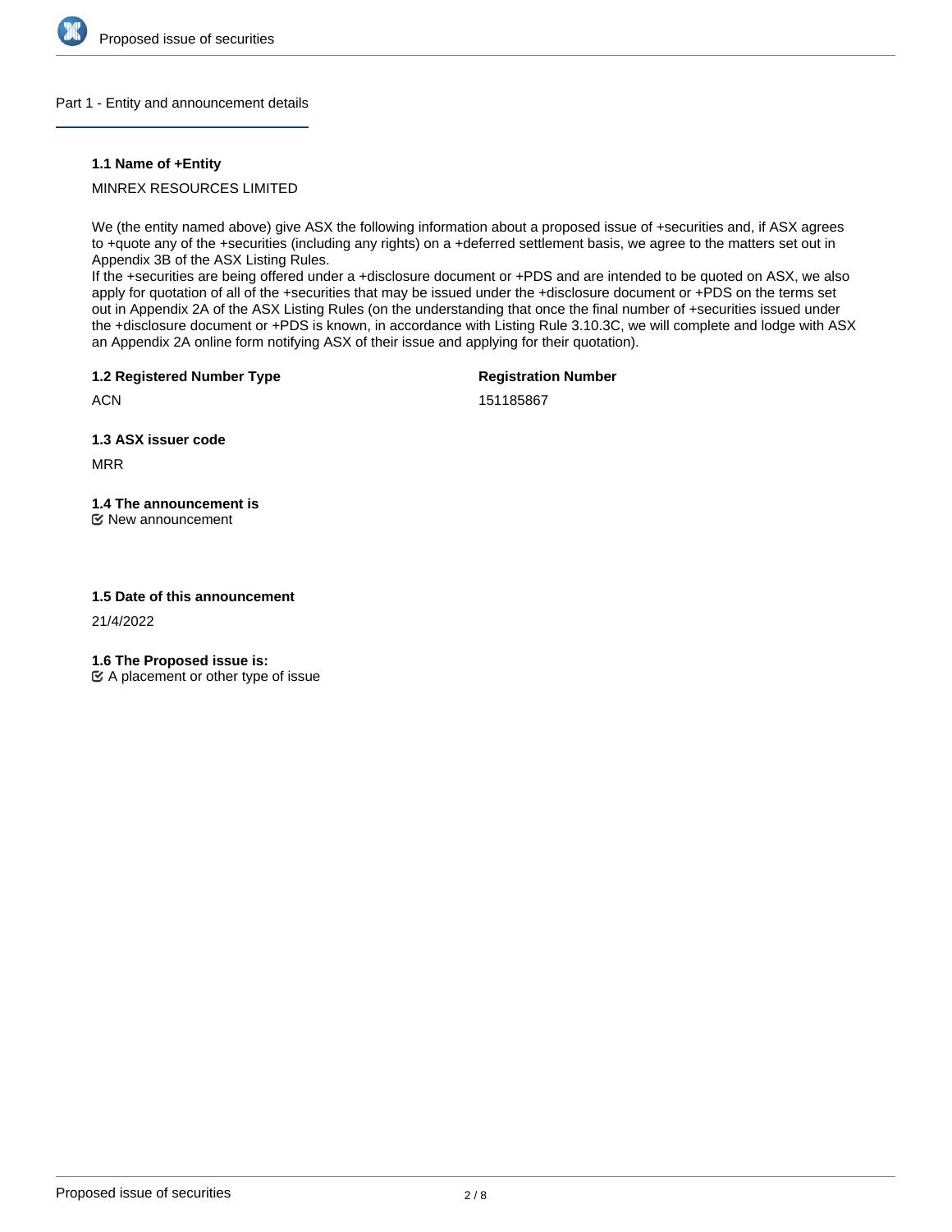## Part 1 - Entity and announcement details

**1.1 Name of +Entity**

MINREX RESOURCES LIMITED

We (the entity named above) give ASX the following information about a proposed issue of +securities and, if ASX agrees to +quote any of the +securities (including any rights) on a +deferred settlement basis, we agree to the matters set out in Appendix 3B of the ASX Listing Rules.
If the +securities are being offered under a +disclosure document or +PDS and are intended to be quoted on ASX, we also apply for quotation of all of the +securities that may be issued under the +disclosure document or +PDS on the terms set out in Appendix 2A of the ASX Listing Rules (on the understanding that once the final number of +securities issued under the +disclosure document or +PDS is known, in accordance with Listing Rule 3.10.3C, we will complete and lodge with ASX an Appendix 2A online form notifying ASX of their issue and applying for their quotation).

**1.2 Registered Number Type**

ACN

**Registration Number**

151185867

**1.3 ASX issuer code**

MRR

**1.4 The announcement is**

☑ New announcement

**1.5 Date of this announcement**

21/4/2022

**1.6 The Proposed issue is:**

☑ A placement or other type of issue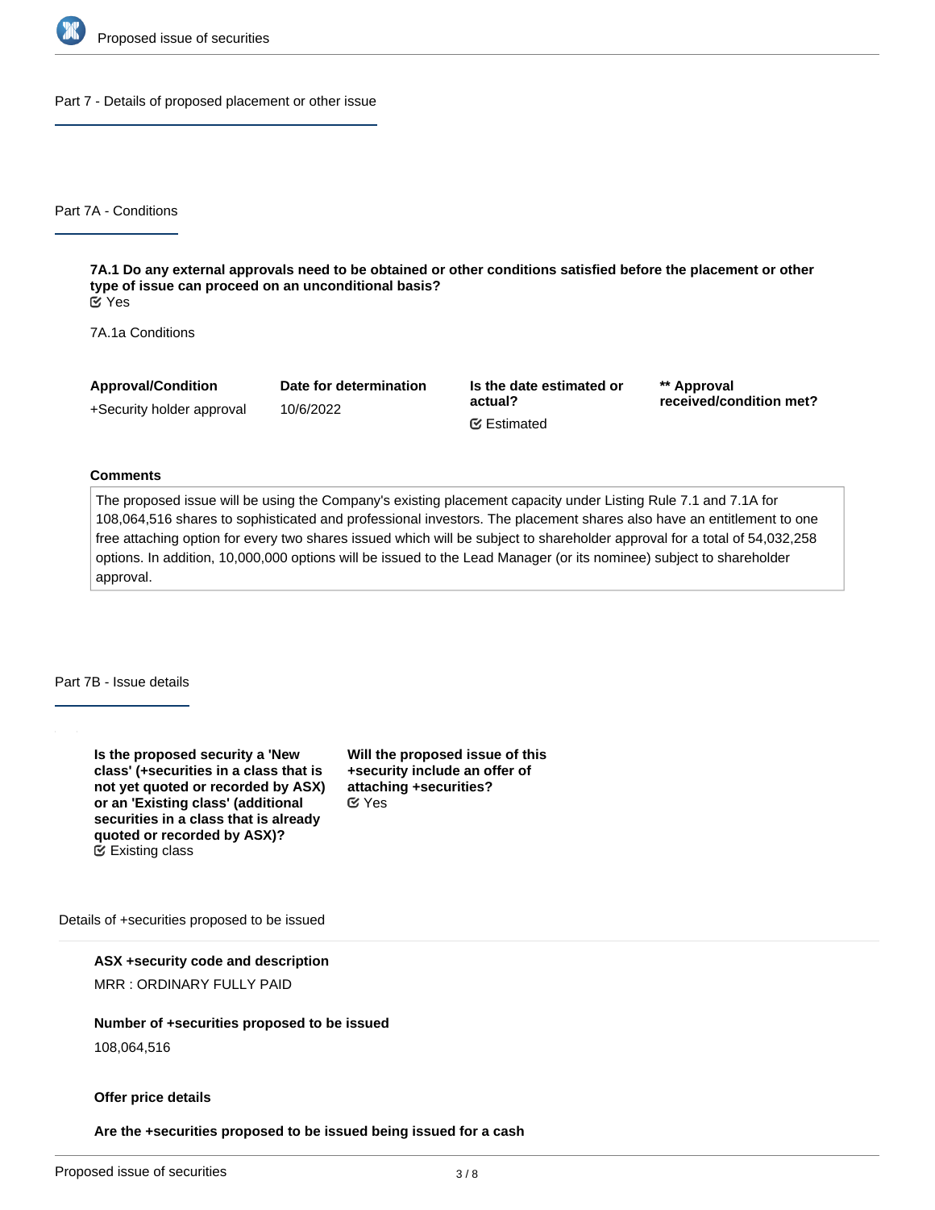## Part 7 - Details of proposed placement or other issue

### Part 7A - Conditions

**7A.1 Do any external approvals need to be obtained or other conditions satisfied before the placement or other type of issue can proceed on an unconditional basis?**
Yes

7A.1a Conditions

| Approval/Condition | Date for determination | Is the date estimated or actual? | ** Approval received/condition met? |
|---|---|---|---|
| +Security holder approval | 10/6/2022 | Estimated | |

**Comments**

The proposed issue will be using the Company's existing placement capacity under Listing Rule 7.1 and 7.1A for 108,064,516 shares to sophisticated and professional investors. The placement shares also have an entitlement to one free attaching option for every two shares issued which will be subject to shareholder approval for a total of 54,032,258 options. In addition, 10,000,000 options will be issued to the Lead Manager (or its nominee) subject to shareholder approval.

### Part 7B - Issue details

**Is the proposed security a 'New class' (+securities in a class that is not yet quoted or recorded by ASX) or an 'Existing class' (additional securities in a class that is already quoted or recorded by ASX)?**
Existing class

**Will the proposed issue of this +security include an offer of attaching +securities?**
Yes

Details of +securities proposed to be issued

**ASX +security code and description**

MRR : ORDINARY FULLY PAID

**Number of +securities proposed to be issued**

108,064,516

**Offer price details**

**Are the +securities proposed to be issued being issued for a cash**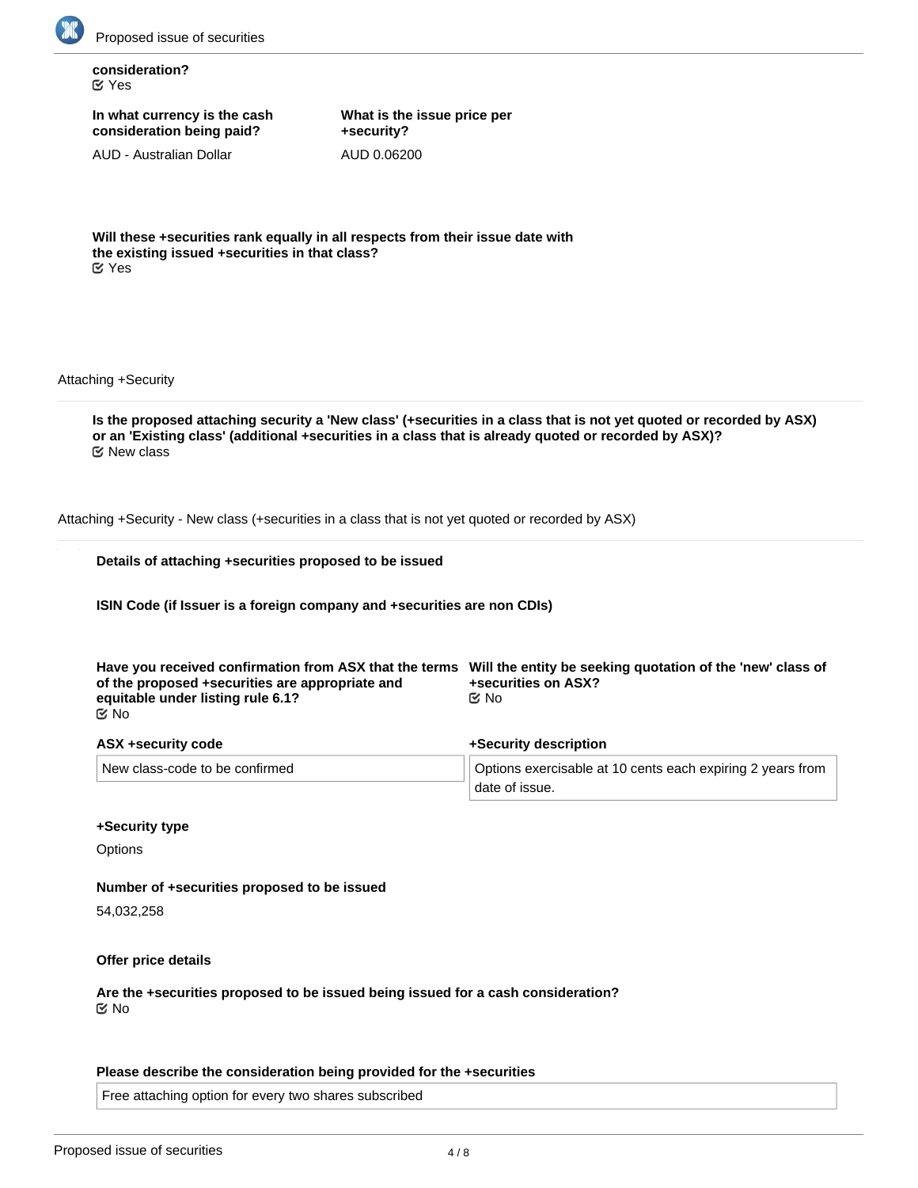**consideration?**
☑ Yes

**In what currency is the cash consideration being paid?**

AUD - Australian Dollar

**What is the issue price per +security?**

AUD 0.06200

**Will these +securities rank equally in all respects from their issue date with the existing issued +securities in that class?**
☑ Yes

Attaching +Security

**Is the proposed attaching security a 'New class' (+securities in a class that is not yet quoted or recorded by ASX) or an 'Existing class' (additional +securities in a class that is already quoted or recorded by ASX)?**
☑ New class

Attaching +Security - New class (+securities in a class that is not yet quoted or recorded by ASX)

**Details of attaching +securities proposed to be issued**

**ISIN Code (if Issuer is a foreign company and +securities are non CDIs)**

**Have you received confirmation from ASX that the terms of the proposed +securities are appropriate and equitable under listing rule 6.1?**
☑ No

**Will the entity be seeking quotation of the 'new' class of +securities on ASX?**
☑ No

**ASX +security code**

New class-code to be confirmed

**+Security description**

Options exercisable at 10 cents each expiring 2 years from date of issue.

**+Security type**

Options

**Number of +securities proposed to be issued**

54,032,258

**Offer price details**

**Are the +securities proposed to be issued being issued for a cash consideration?**
☑ No

**Please describe the consideration being provided for the +securities**

Free attaching option for every two shares subscribed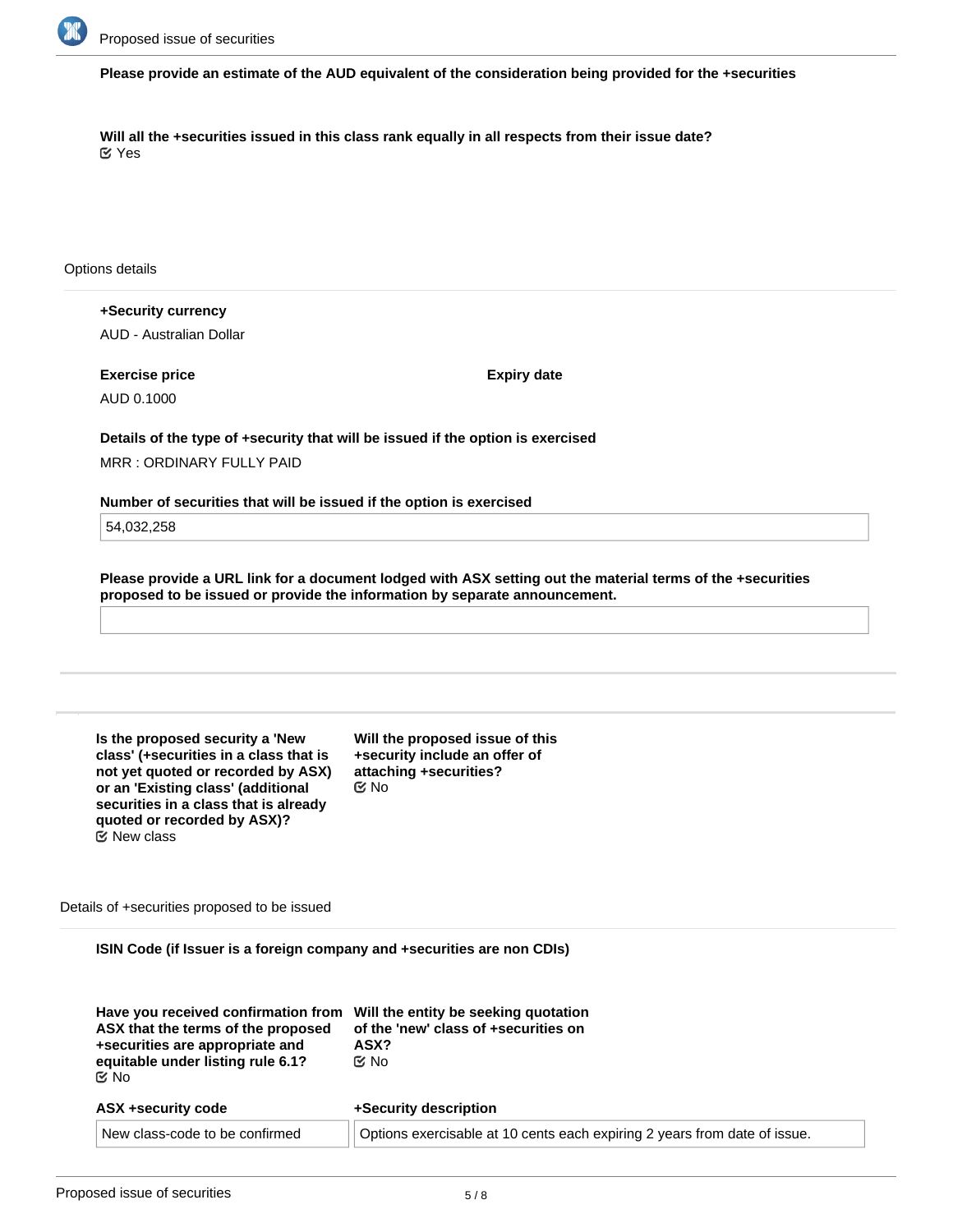**Please provide an estimate of the AUD equivalent of the consideration being provided for the +securities**

**Will all the +securities issued in this class rank equally in all respects from their issue date?**
☑ Yes

Options details

**+Security currency**
AUD - Australian Dollar

| **Exercise price** | **Expiry date** |
|---|---|
| AUD 0.1000 | |

**Details of the type of +security that will be issued if the option is exercised**
MRR : ORDINARY FULLY PAID

**Number of securities that will be issued if the option is exercised**
54,032,258

**Please provide a URL link for a document lodged with ASX setting out the material terms of the +securities proposed to be issued or provide the information by separate announcement.**

**Is the proposed security a 'New class' (+securities in a class that is not yet quoted or recorded by ASX) or an 'Existing class' (additional securities in a class that is already quoted or recorded by ASX)?**
☑ New class

**Will the proposed issue of this +security include an offer of attaching +securities?**
☑ No

Details of +securities proposed to be issued

**ISIN Code (if Issuer is a foreign company and +securities are non CDIs)**

**Have you received confirmation from ASX that the terms of the proposed +securities are appropriate and equitable under listing rule 6.1?**
☑ No

**Will the entity be seeking quotation of the 'new' class of +securities on ASX?**
☑ No

| **ASX +security code** | **+Security description** |
|---|---|
| New class-code to be confirmed | Options exercisable at 10 cents each expiring 2 years from date of issue. |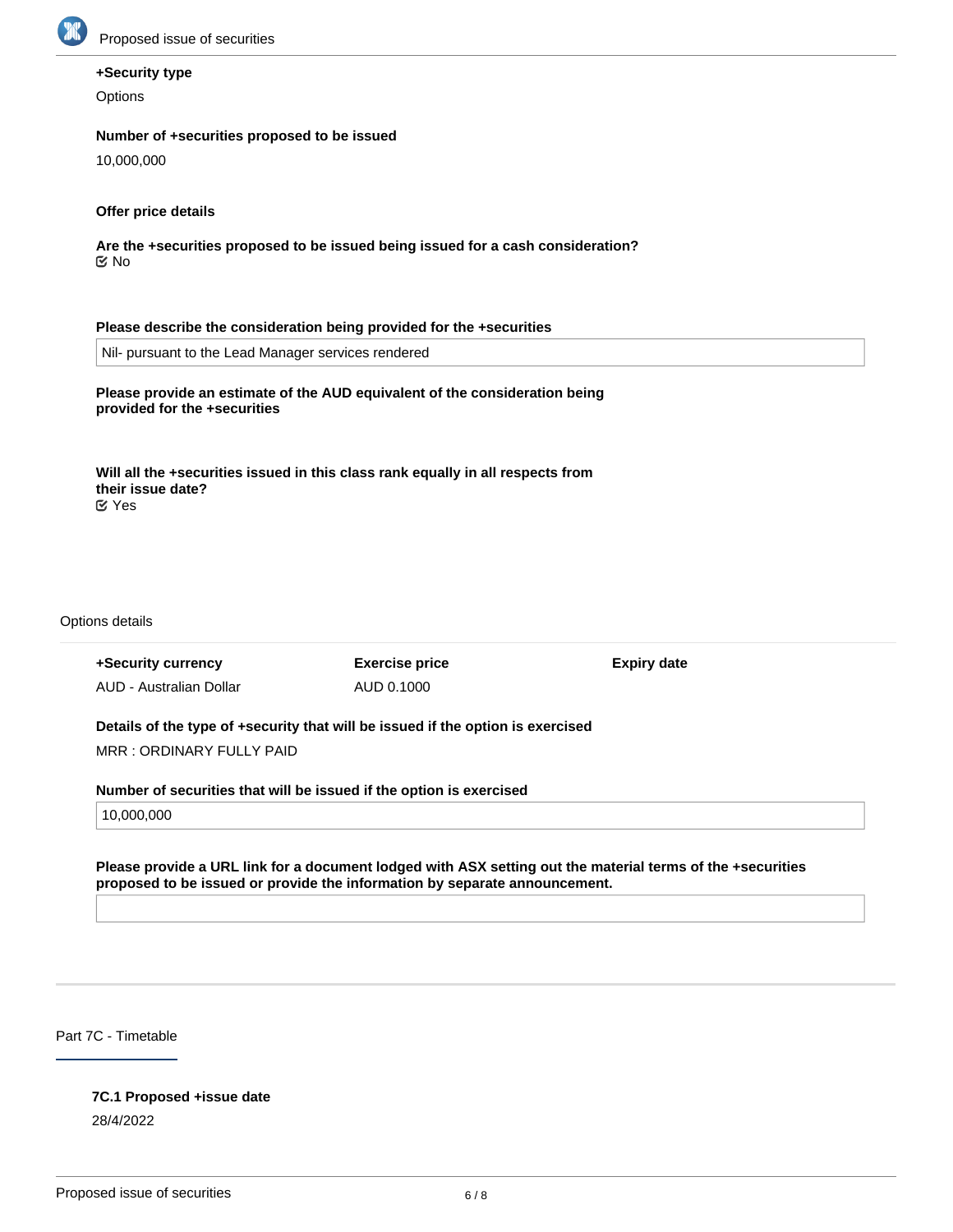**+Security type**

Options

**Number of +securities proposed to be issued**

10,000,000

**Offer price details**

**Are the +securities proposed to be issued being issued for a cash consideration?**

☑ No

**Please describe the consideration being provided for the +securities**

Nil- pursuant to the Lead Manager services rendered

**Please provide an estimate of the AUD equivalent of the consideration being provided for the +securities**

**Will all the +securities issued in this class rank equally in all respects from their issue date?**

☑ Yes

Options details

| +Security currency | Exercise price | Expiry date |
| --- | --- | --- |
| AUD - Australian Dollar | AUD 0.1000 | |

**Details of the type of +security that will be issued if the option is exercised**

MRR : ORDINARY FULLY PAID

**Number of securities that will be issued if the option is exercised**

10,000,000

**Please provide a URL link for a document lodged with ASX setting out the material terms of the +securities proposed to be issued or provide the information by separate announcement.**

## Part 7C - Timetable

**7C.1 Proposed +issue date**

28/4/2022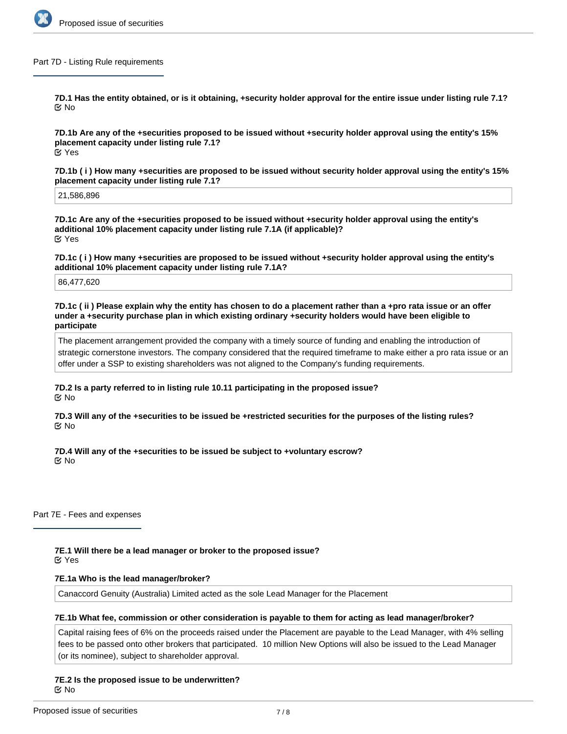## Part 7D - Listing Rule requirements

**7D.1 Has the entity obtained, or is it obtaining, +security holder approval for the entire issue under listing rule 7.1?**
No

**7D.1b Are any of the +securities proposed to be issued without +security holder approval using the entity's 15% placement capacity under listing rule 7.1?**
Yes

**7D.1b ( i ) How many +securities are proposed to be issued without security holder approval using the entity's 15% placement capacity under listing rule 7.1?**

21,586,896

**7D.1c Are any of the +securities proposed to be issued without +security holder approval using the entity's additional 10% placement capacity under listing rule 7.1A (if applicable)?**
Yes

**7D.1c ( i ) How many +securities are proposed to be issued without +security holder approval using the entity's additional 10% placement capacity under listing rule 7.1A?**

86,477,620

**7D.1c ( ii ) Please explain why the entity has chosen to do a placement rather than a +pro rata issue or an offer under a +security purchase plan in which existing ordinary +security holders would have been eligible to participate**

The placement arrangement provided the company with a timely source of funding and enabling the introduction of strategic cornerstone investors. The company considered that the required timeframe to make either a pro rata issue or an offer under a SSP to existing shareholders was not aligned to the Company's funding requirements.

**7D.2 Is a party referred to in listing rule 10.11 participating in the proposed issue?**
No

**7D.3 Will any of the +securities to be issued be +restricted securities for the purposes of the listing rules?**
No

**7D.4 Will any of the +securities to be issued be subject to +voluntary escrow?**
No

## Part 7E - Fees and expenses

**7E.1 Will there be a lead manager or broker to the proposed issue?**
Yes

**7E.1a Who is the lead manager/broker?**

Canaccord Genuity (Australia) Limited acted as the sole Lead Manager for the Placement

**7E.1b What fee, commission or other consideration is payable to them for acting as lead manager/broker?**

Capital raising fees of 6% on the proceeds raised under the Placement are payable to the Lead Manager, with 4% selling fees to be passed onto other brokers that participated. 10 million New Options will also be issued to the Lead Manager (or its nominee), subject to shareholder approval.

**7E.2 Is the proposed issue to be underwritten?**
No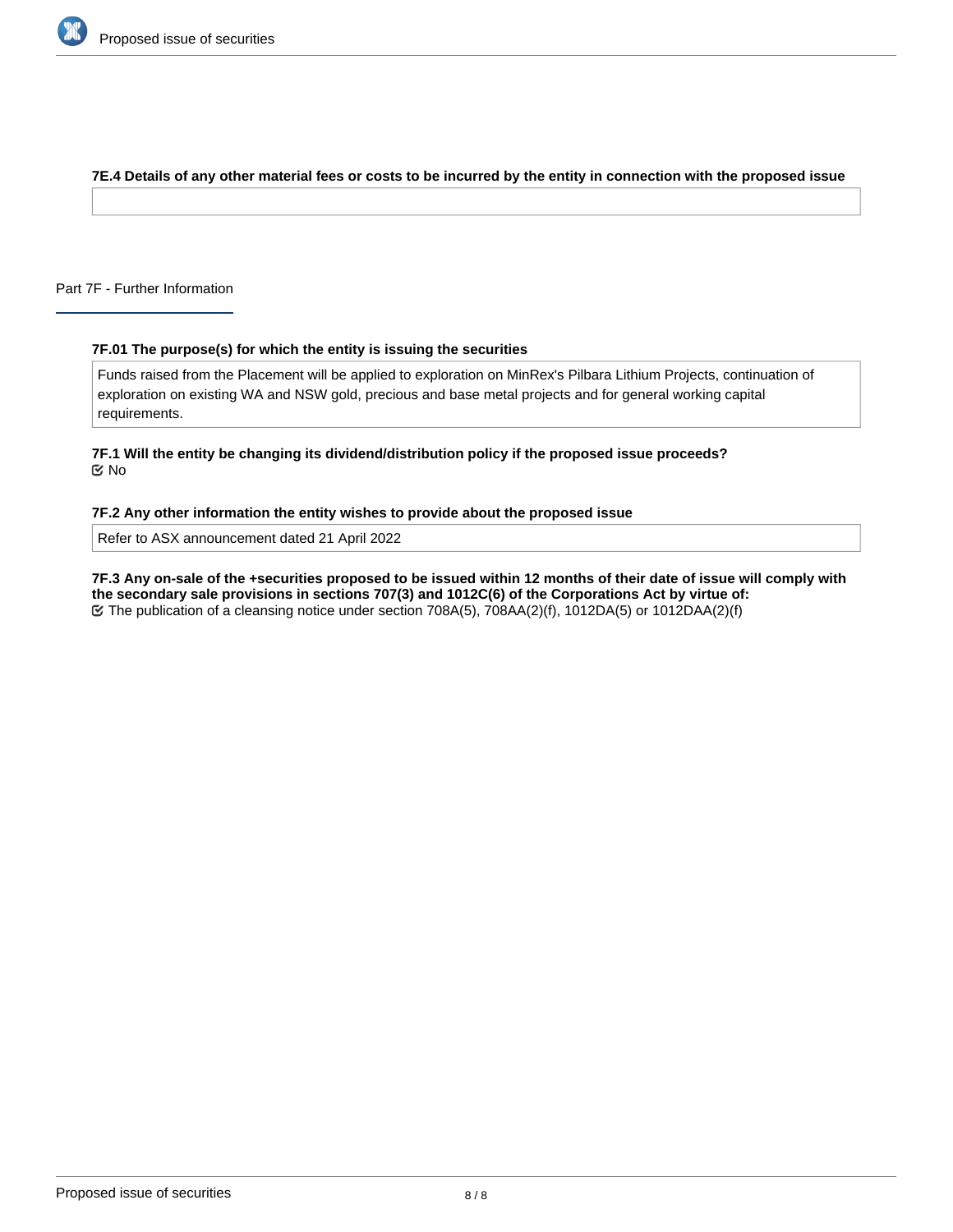**7E.4 Details of any other material fees or costs to be incurred by the entity in connection with the proposed issue**

Part 7F - Further Information

**7F.01 The purpose(s) for which the entity is issuing the securities**

Funds raised from the Placement will be applied to exploration on MinRex's Pilbara Lithium Projects, continuation of exploration on existing WA and NSW gold, precious and base metal projects and for general working capital requirements.

**7F.1 Will the entity be changing its dividend/distribution policy if the proposed issue proceeds?**

☑ No

**7F.2 Any other information the entity wishes to provide about the proposed issue**

Refer to ASX announcement dated 21 April 2022

**7F.3 Any on-sale of the +securities proposed to be issued within 12 months of their date of issue will comply with the secondary sale provisions in sections 707(3) and 1012C(6) of the Corporations Act by virtue of:**

☑ The publication of a cleansing notice under section 708A(5), 708AA(2)(f), 1012DA(5) or 1012DAA(2)(f)